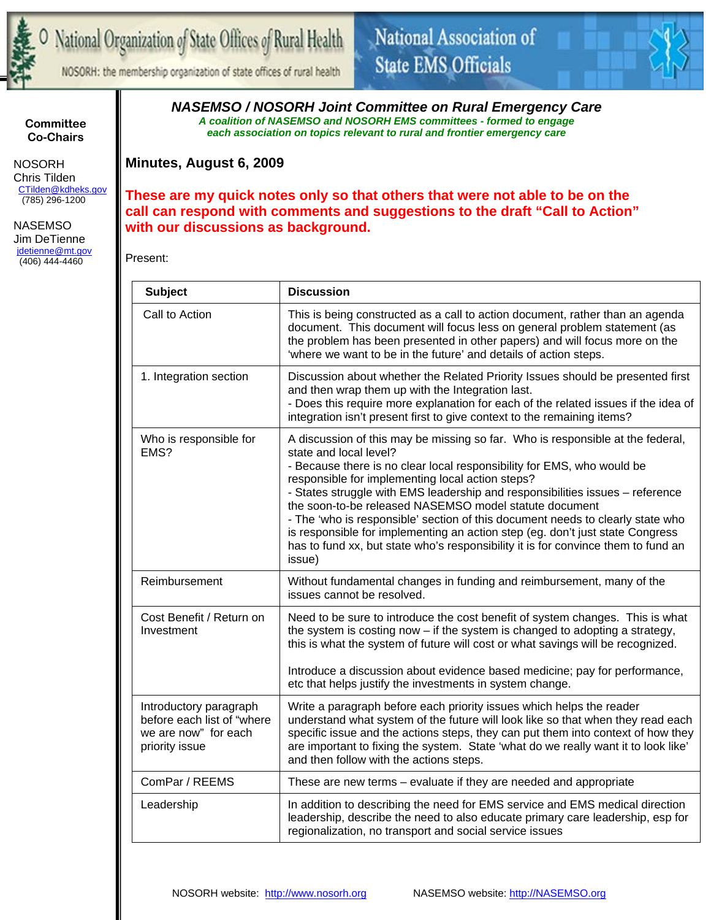National Organization of State Offices of Rural Health

NOSORH: the membership organization of state offices of rural health

National Association of State EMS Officials

**Committee Co-Chairs**

NOSORH
Chris Tilden
CTilden@kdheks.gov
(785) 296-1200

NASEMSO
Jim DeTienne
jdetienne@mt.gov
(406) 444-4460

## *NASEMSO / NOSORH Joint Committee on Rural Emergency Care*

***A coalition of NASEMSO and NOSORH EMS committees - formed to engage each association on topics relevant to rural and frontier emergency care***

### Minutes, August 6, 2009

**These are my quick notes only so that others that were not able to be on the call can respond with comments and suggestions to the draft "Call to Action" with our discussions as background.**

Present:

| Subject | Discussion |
|---|---|
| Call to Action | This is being constructed as a call to action document, rather than an agenda document. This document will focus less on general problem statement (as the problem has been presented in other papers) and will focus more on the 'where we want to be in the future' and details of action steps. |
| 1. Integration section | Discussion about whether the Related Priority Issues should be presented first and then wrap them up with the Integration last.<br>- Does this require more explanation for each of the related issues if the idea of integration isn't present first to give context to the remaining items? |
| Who is responsible for EMS? | A discussion of this may be missing so far. Who is responsible at the federal, state and local level?<br>- Because there is no clear local responsibility for EMS, who would be responsible for implementing local action steps?<br>- States struggle with EMS leadership and responsibilities issues – reference the soon-to-be released NASEMSO model statute document<br>- The 'who is responsible' section of this document needs to clearly state who is responsible for implementing an action step (eg. don't just state Congress has to fund xx, but state who's responsibility it is for convince them to fund an issue) |
| Reimbursement | Without fundamental changes in funding and reimbursement, many of the issues cannot be resolved. |
| Cost Benefit / Return on Investment | Need to be sure to introduce the cost benefit of system changes. This is what the system is costing now – if the system is changed to adopting a strategy, this is what the system of future will cost or what savings will be recognized.<br><br>Introduce a discussion about evidence based medicine; pay for performance, etc that helps justify the investments in system change. |
| Introductory paragraph before each list of "where we are now" for each priority issue | Write a paragraph before each priority issues which helps the reader understand what system of the future will look like so that when they read each specific issue and the actions steps, they can put them into context of how they are important to fixing the system. State 'what do we really want it to look like' and then follow with the actions steps. |
| ComPar / REEMS | These are new terms – evaluate if they are needed and appropriate |
| Leadership | In addition to describing the need for EMS service and EMS medical direction leadership, describe the need to also educate primary care leadership, esp for regionalization, no transport and social service issues |

NOSORH website: http://www.nosorh.org NASEMSO website: http://NASEMSO.org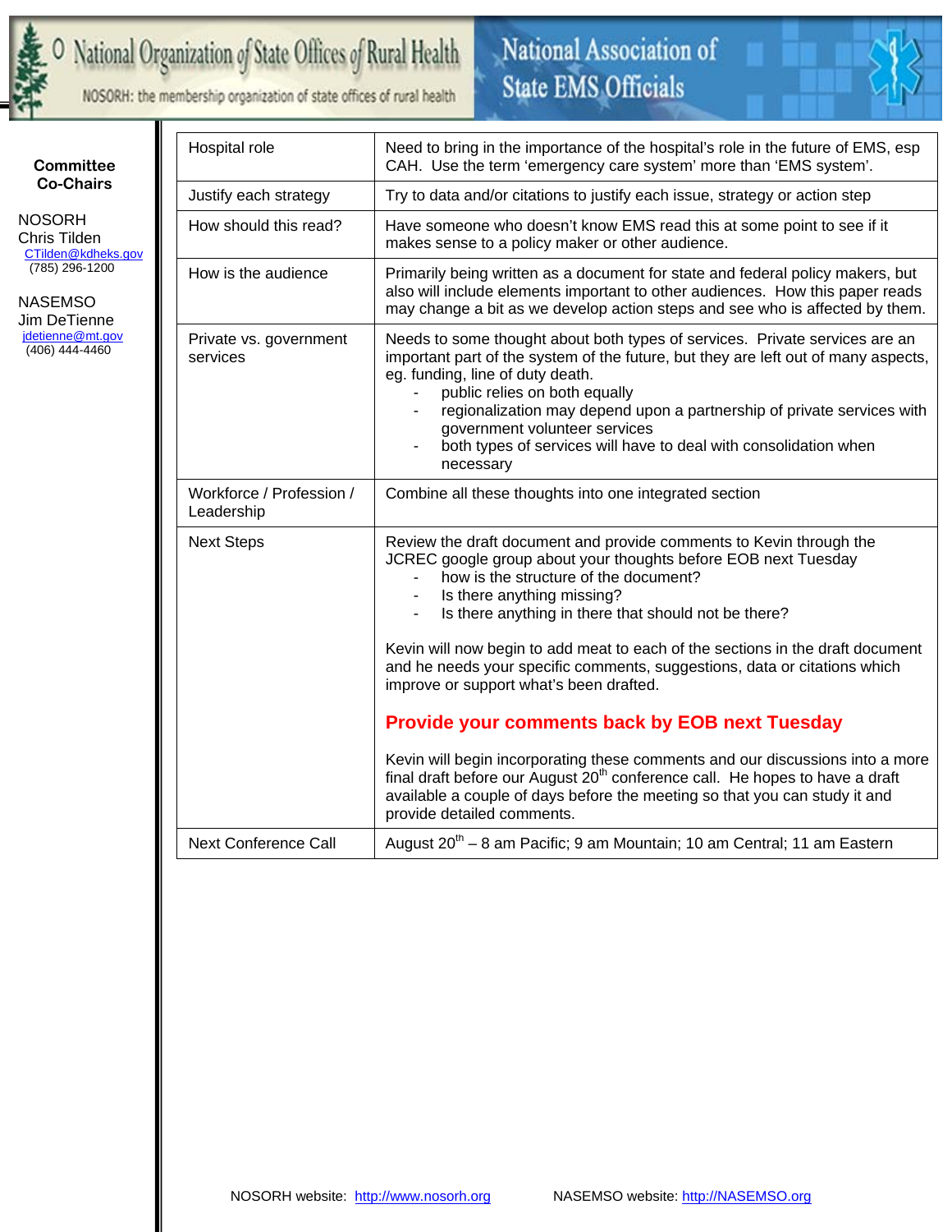**Committee Co-Chairs**

NOSORH
Chris Tilden
CTilden@kdheks.gov
(785) 296-1200

NASEMSO
Jim DeTienne
jdetienne@mt.gov
(406) 444-4460

| | |
|---|---|
| Hospital role | Need to bring in the importance of the hospital's role in the future of EMS, esp CAH. Use the term 'emergency care system' more than 'EMS system'. |
| Justify each strategy | Try to data and/or citations to justify each issue, strategy or action step |
| How should this read? | Have someone who doesn't know EMS read this at some point to see if it makes sense to a policy maker or other audience. |
| How is the audience | Primarily being written as a document for state and federal policy makers, but also will include elements important to other audiences. How this paper reads may change a bit as we develop action steps and see who is affected by them. |
| Private vs. government services | Needs to some thought about both types of services. Private services are an important part of the system of the future, but they are left out of many aspects, eg. funding, line of duty death.<br>- public relies on both equally<br>- regionalization may depend upon a partnership of private services with government volunteer services<br>- both types of services will have to deal with consolidation when necessary |
| Workforce / Profession / Leadership | Combine all these thoughts into one integrated section |
| Next Steps | Review the draft document and provide comments to Kevin through the JCREC google group about your thoughts before EOB next Tuesday<br>- how is the structure of the document?<br>- Is there anything missing?<br>- Is there anything in there that should not be there?<br><br>Kevin will now begin to add meat to each of the sections in the draft document and he needs your specific comments, suggestions, data or citations which improve or support what's been drafted.<br><br>**Provide your comments back by EOB next Tuesday**<br><br>Kevin will begin incorporating these comments and our discussions into a more final draft before our August 20th conference call. He hopes to have a draft available a couple of days before the meeting so that you can study it and provide detailed comments. |
| Next Conference Call | August 20th – 8 am Pacific; 9 am Mountain; 10 am Central; 11 am Eastern |

NOSORH website: http://www.nosorh.org NASEMSO website: http://NASEMSO.org